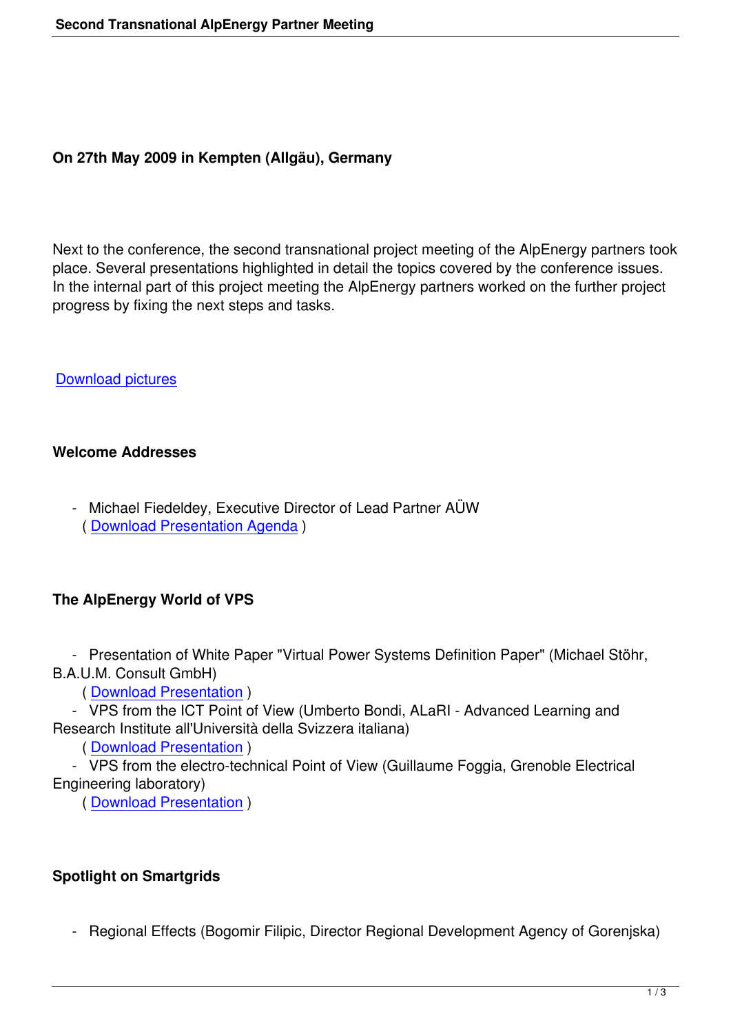**On 27th May 2009 in Kempten (Allgäu), Germany**

Next to the conference, the second transnational project meeting of the AlpEnergy partners took place. Several presentations highlighted in detail the topics covered by the conference issues. In the internal part of this project meeting the AlpEnergy partners worked on the further project progress by fixing the next steps and tasks.

Download pictures

**Welcome Addresses**

- Michael Fiedeldey, Executive Director of Lead Partner AÜW
  ( Download Presentation Agenda )

**The AlpEnergy World of VPS**

- Presentation of White Paper "Virtual Power Systems Definition Paper" (Michael Stöhr, B.A.U.M. Consult GmbH)
  ( Download Presentation )
- VPS from the ICT Point of View (Umberto Bondi, ALaRI - Advanced Learning and Research Institute all'Università della Svizzera italiana)
  ( Download Presentation )
- VPS from the electro-technical Point of View (Guillaume Foggia, Grenoble Electrical Engineering laboratory)
  ( Download Presentation )

**Spotlight on Smartgrids**

- Regional Effects (Bogomir Filipic, Director Regional Development Agency of Gorenjska)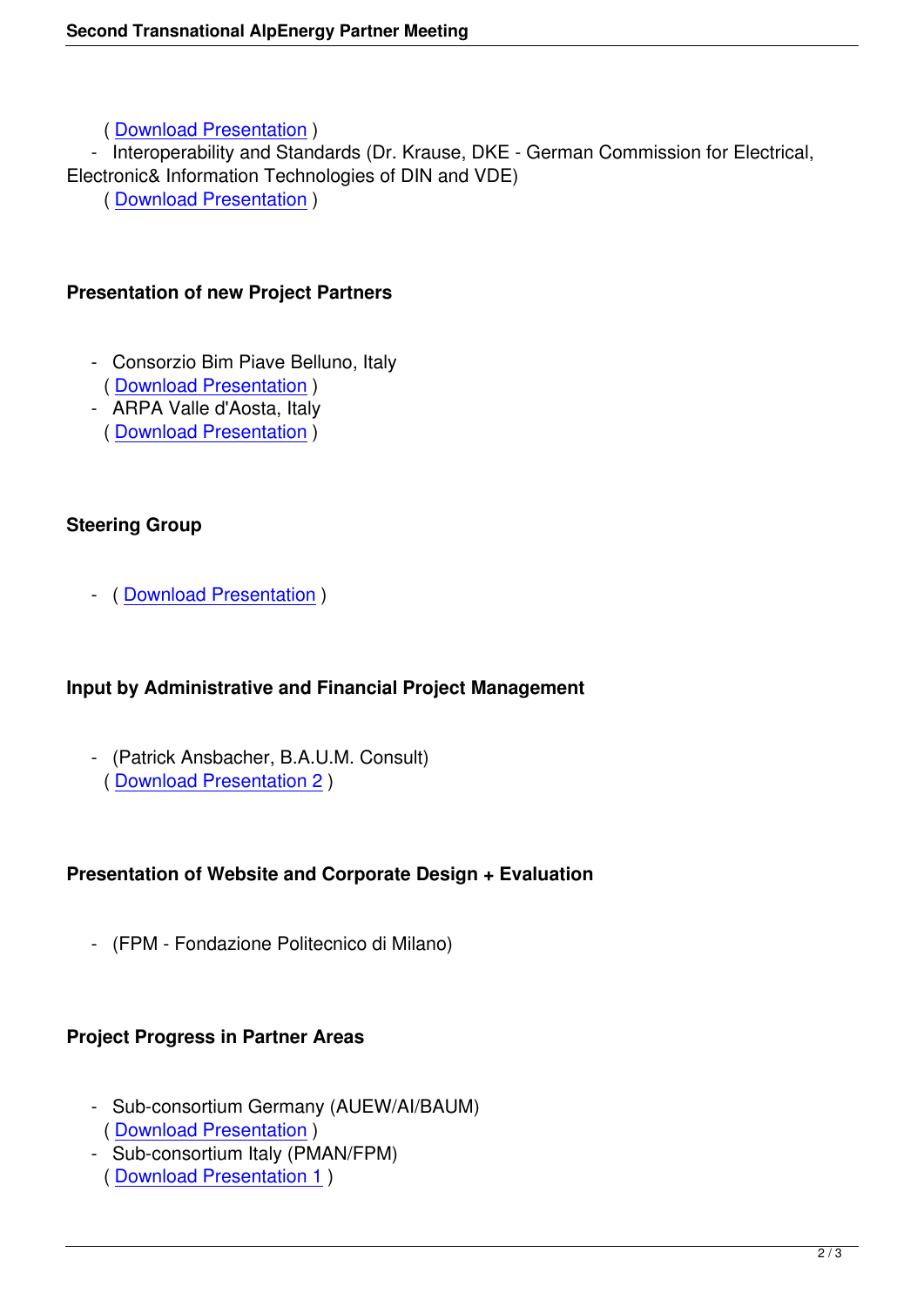( Download Presentation )

- Interoperability and Standards (Dr. Krause, DKE - German Commission for Electrical, Electronic& Information Technologies of DIN and VDE)
  ( Download Presentation )

**Presentation of new Project Partners**

- Consorzio Bim Piave Belluno, Italy
  ( Download Presentation )
- ARPA Valle d'Aosta, Italy
  ( Download Presentation )

**Steering Group**

- ( Download Presentation )

**Input by Administrative and Financial Project Management**

- (Patrick Ansbacher, B.A.U.M. Consult)
  ( Download Presentation 2 )

**Presentation of Website and Corporate Design + Evaluation**

- (FPM - Fondazione Politecnico di Milano)

**Project Progress in Partner Areas**

- Sub-consortium Germany (AUEW/AI/BAUM)
  ( Download Presentation )
- Sub-consortium Italy (PMAN/FPM)
  ( Download Presentation 1 )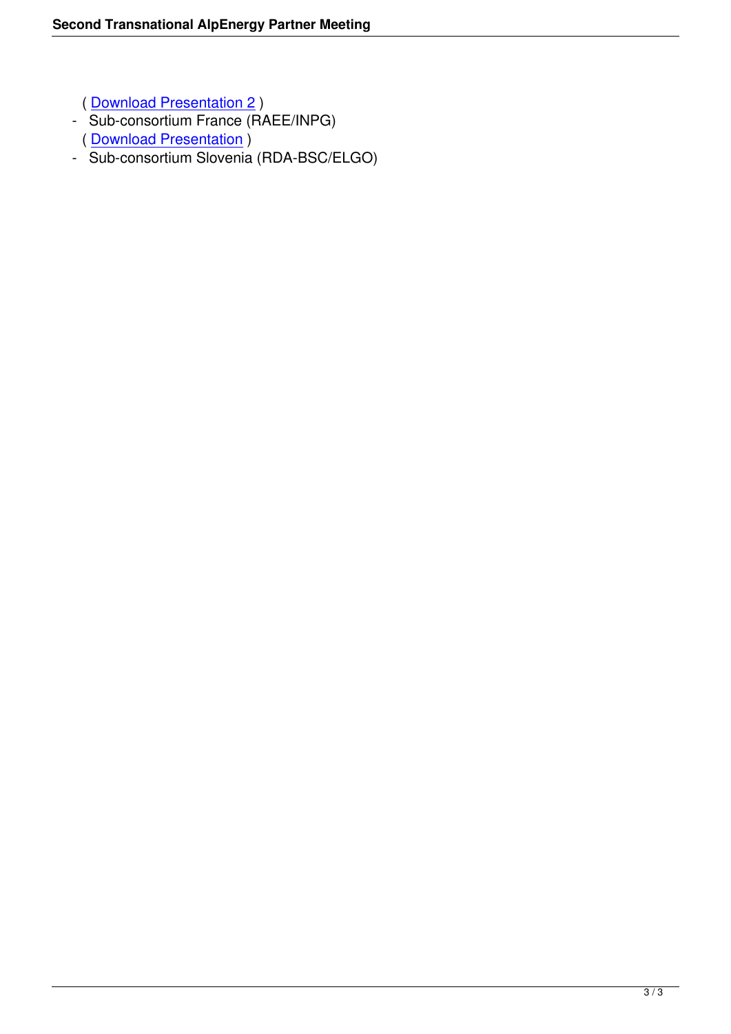( Download Presentation 2 )

- Sub-consortium France (RAEE/INPG)

  ( Download Presentation )

- Sub-consortium Slovenia (RDA-BSC/ELGO)